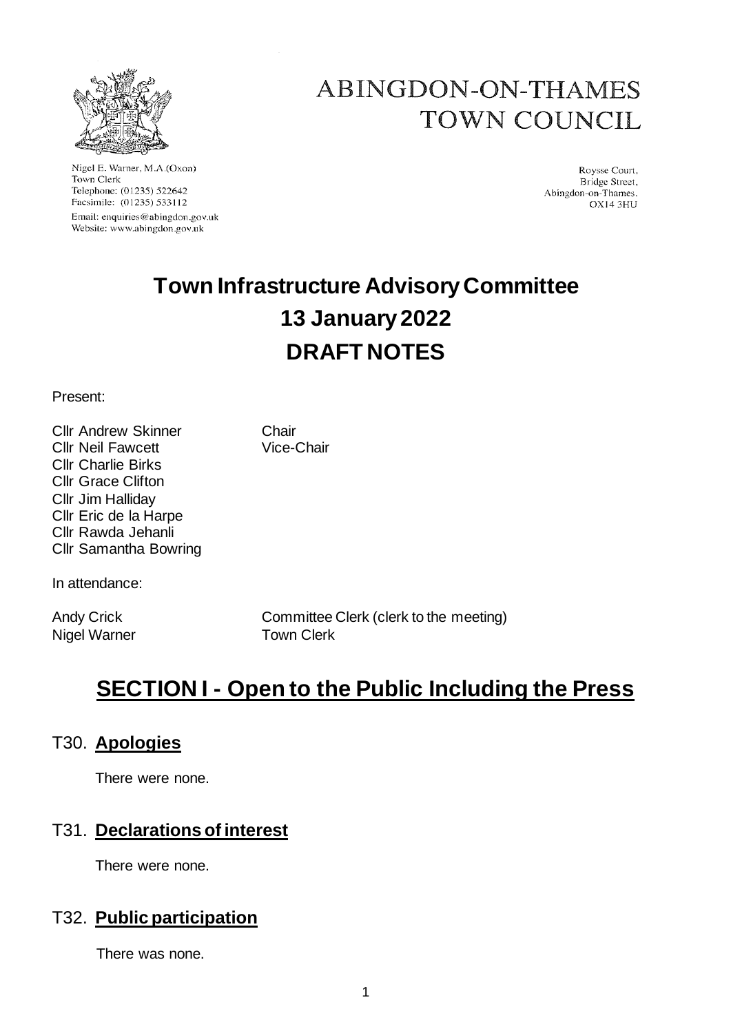# ABINGDON-ON-THAMES TOWN COUNCIL

Nigel E. Warner, M.A.(Oxon)
Town Clerk
Telephone: (01235) 522642
Facsimile: (01235) 533112
Email: enquiries@abingdon.gov.uk
Website: www.abingdon.gov.uk

Roysse Court,
Bridge Street,
Abingdon-on-Thames.
OX14 3HU

# Town Infrastructure Advisory Committee
# 13 January 2022
# DRAFT NOTES

Present:

| | |
|---|---|
| Cllr Andrew Skinner | Chair |
| Cllr Neil Fawcett | Vice-Chair |
| Cllr Charlie Birks | |
| Cllr Grace Clifton | |
| Cllr Jim Halliday | |
| Cllr Eric de la Harpe | |
| Cllr Rawda Jehanli | |
| Cllr Samantha Bowring | |

In attendance:

| | |
|---|---|
| Andy Crick | Committee Clerk (clerk to the meeting) |
| Nigel Warner | Town Clerk |

## SECTION I - Open to the Public Including the Press

### T30. Apologies

There were none.

### T31. Declarations of interest

There were none.

### T32. Public participation

There was none.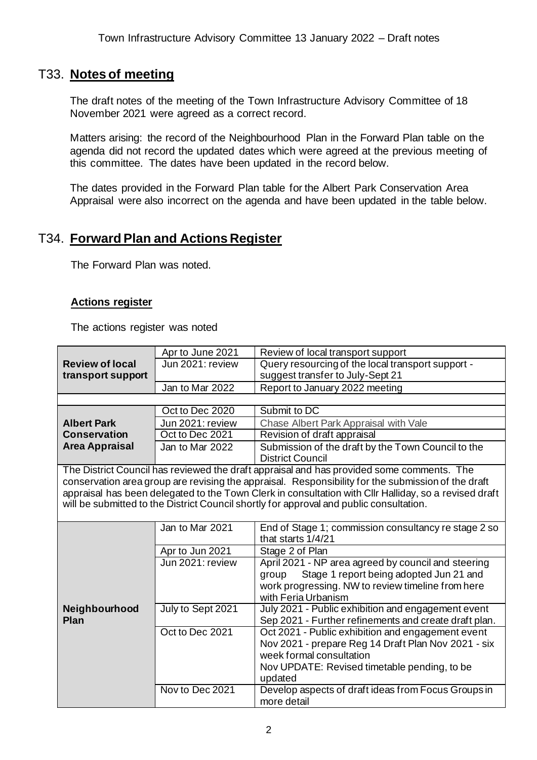## T33. **Notes of meeting**

The draft notes of the meeting of the Town Infrastructure Advisory Committee of 18 November 2021 were agreed as a correct record.

Matters arising: the record of the Neighbourhood Plan in the Forward Plan table on the agenda did not record the updated dates which were agreed at the previous meeting of this committee. The dates have been updated in the record below.

The dates provided in the Forward Plan table for the Albert Park Conservation Area Appraisal were also incorrect on the agenda and have been updated in the table below.

## T34. **Forward Plan and Actions Register**

The Forward Plan was noted.

### **Actions register**

The actions register was noted

| | | |
|---|---|---|
| **Review of local transport support** | Apr to June 2021 | Review of local transport support |
| | Jun 2021: review | Query resourcing of the local transport support - suggest transfer to July-Sept 21 |
| | Jan to Mar 2022 | Report to January 2022 meeting |
| | | |
| **Albert Park Conservation Area Appraisal** | Oct to Dec 2020 | Submit to DC |
| | Jun 2021: review | Chase Albert Park Appraisal with Vale |
| | Oct to Dec 2021 | Revision of draft appraisal |
| | Jan to Mar 2022 | Submission of the draft by the Town Council to the District Council |
| The District Council has reviewed the draft appraisal and has provided some comments. The conservation area group are revising the appraisal. Responsibility for the submission of the draft appraisal has been delegated to the Town Clerk in consultation with Cllr Halliday, so a revised draft will be submitted to the District Council shortly for approval and public consultation. | | |
| **Neighbourhood Plan** | Jan to Mar 2021 | End of Stage 1; commission consultancy re stage 2 so that starts 1/4/21 |
| | Apr to Jun 2021 | Stage 2 of Plan |
| | Jun 2021: review | April 2021 - NP area agreed by council and steering group Stage 1 report being adopted Jun 21 and work progressing. NW to review timeline from here with Feria Urbanism |
| | July to Sept 2021 | July 2021 - Public exhibition and engagement event<br>Sep 2021 - Further refinements and create draft plan. |
| | Oct to Dec 2021 | Oct 2021 - Public exhibition and engagement event<br>Nov 2021 - prepare Reg 14 Draft Plan Nov 2021 - six week formal consultation<br>Nov UPDATE: Revised timetable pending, to be updated |
| | Nov to Dec 2021 | Develop aspects of draft ideas from Focus Groups in more detail |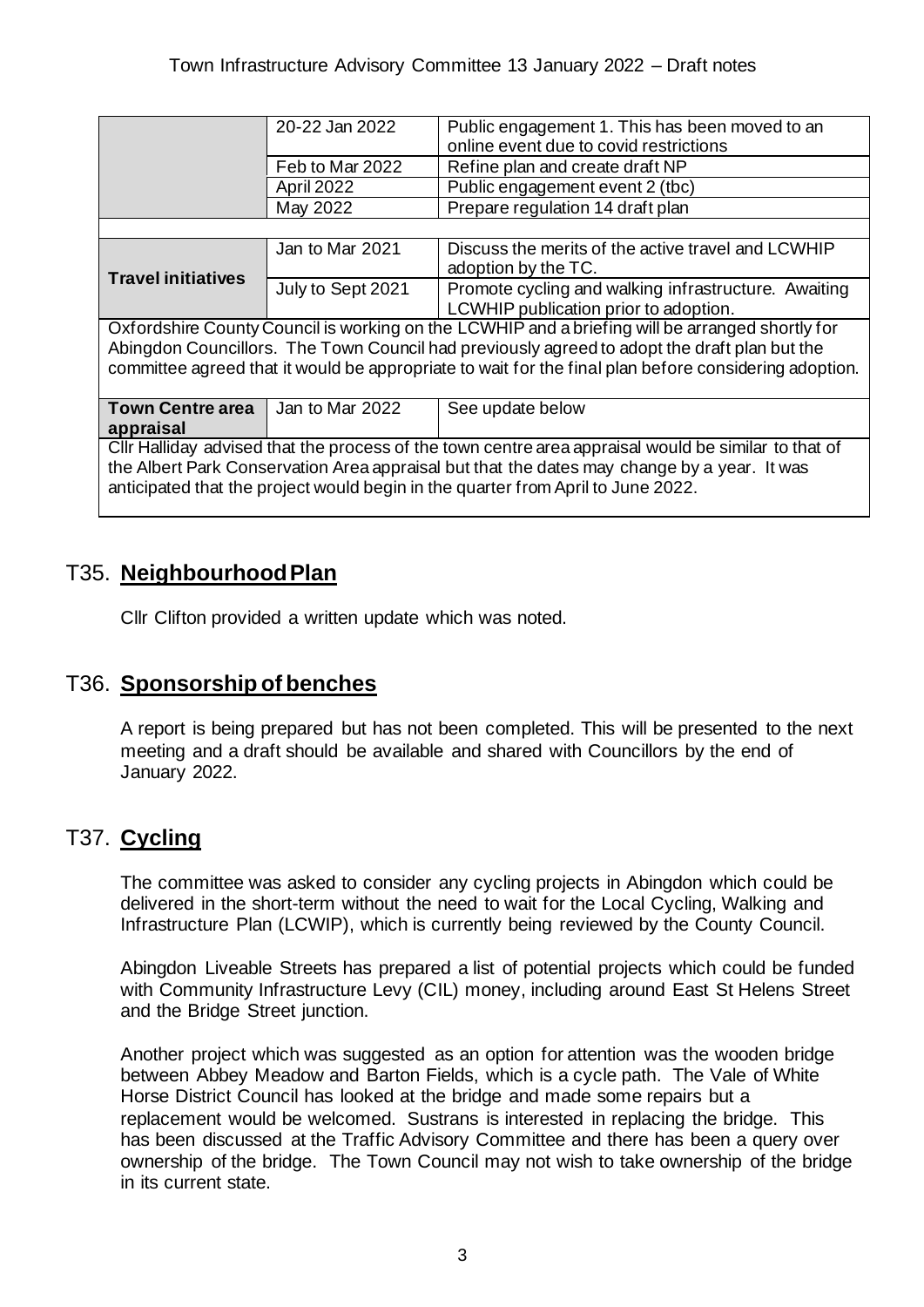| | | |
|---|---|---|
| | 20-22 Jan 2022 | Public engagement 1. This has been moved to an online event due to covid restrictions |
| | Feb to Mar 2022 | Refine plan and create draft NP |
| | April 2022 | Public engagement event 2 (tbc) |
| | May 2022 | Prepare regulation 14 draft plan |
| | | |
| **Travel initiatives** | Jan to Mar 2021 | Discuss the merits of the active travel and LCWHIP adoption by the TC. |
| | July to Sept 2021 | Promote cycling and walking infrastructure. Awaiting LCWHIP publication prior to adoption. |
| Oxfordshire County Council is working on the LCWHIP and a briefing will be arranged shortly for Abingdon Councillors. The Town Council had previously agreed to adopt the draft plan but the committee agreed that it would be appropriate to wait for the final plan before considering adoption. | | |
| **Town Centre area appraisal** | Jan to Mar 2022 | See update below |
| Cllr Halliday advised that the process of the town centre area appraisal would be similar to that of the Albert Park Conservation Area appraisal but that the dates may change by a year. It was anticipated that the project would begin in the quarter from April to June 2022. | | |

## T35. **Neighbourhood Plan**

Cllr Clifton provided a written update which was noted.

## T36. **Sponsorship of benches**

A report is being prepared but has not been completed. This will be presented to the next meeting and a draft should be available and shared with Councillors by the end of January 2022.

## T37. **Cycling**

The committee was asked to consider any cycling projects in Abingdon which could be delivered in the short-term without the need to wait for the Local Cycling, Walking and Infrastructure Plan (LCWIP), which is currently being reviewed by the County Council.

Abingdon Liveable Streets has prepared a list of potential projects which could be funded with Community Infrastructure Levy (CIL) money, including around East St Helens Street and the Bridge Street junction.

Another project which was suggested as an option for attention was the wooden bridge between Abbey Meadow and Barton Fields, which is a cycle path. The Vale of White Horse District Council has looked at the bridge and made some repairs but a replacement would be welcomed. Sustrans is interested in replacing the bridge. This has been discussed at the Traffic Advisory Committee and there has been a query over ownership of the bridge. The Town Council may not wish to take ownership of the bridge in its current state.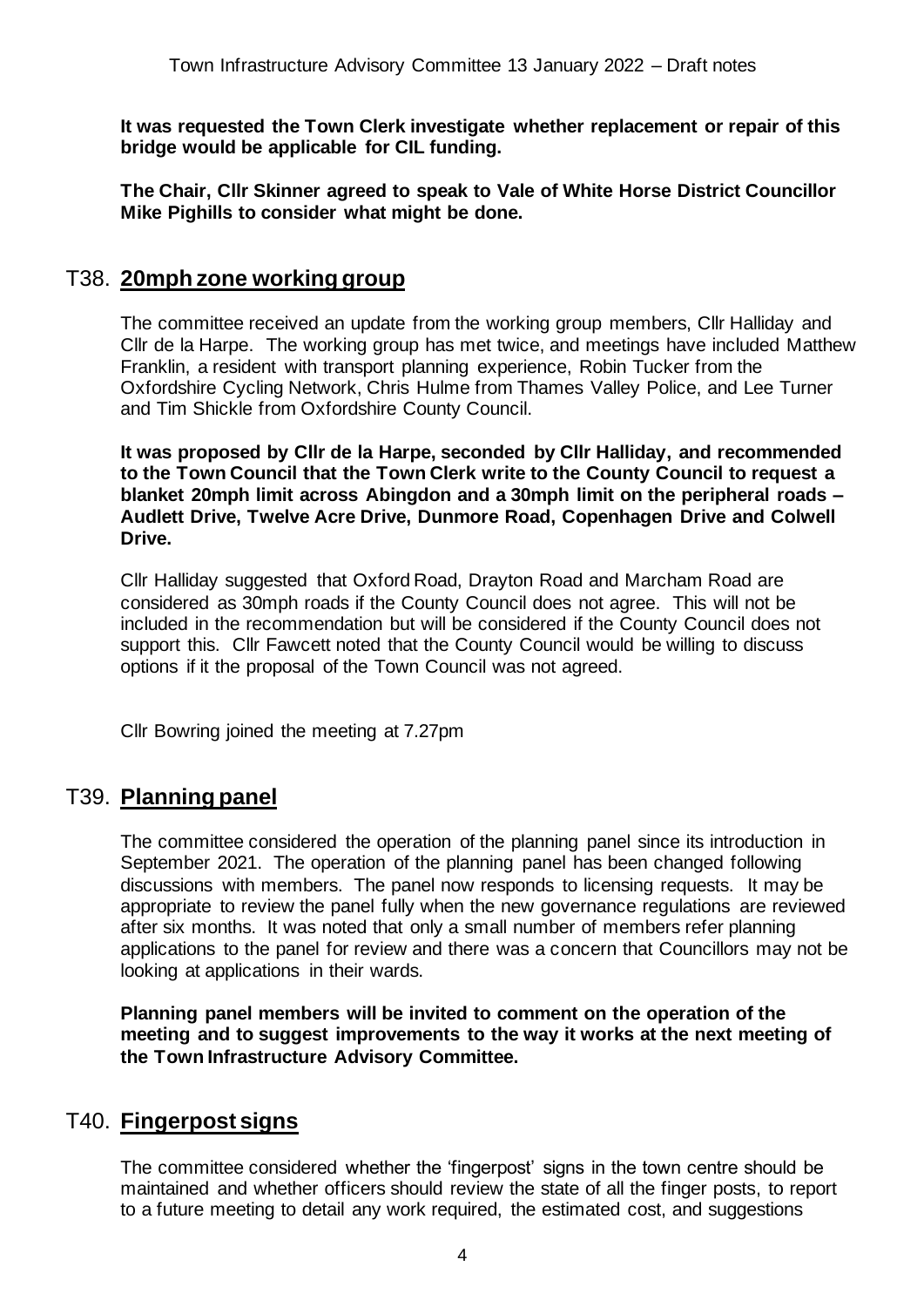**It was requested the Town Clerk investigate whether replacement or repair of this bridge would be applicable for CIL funding.**

**The Chair, Cllr Skinner agreed to speak to Vale of White Horse District Councillor Mike Pighills to consider what might be done.**

## T38. 20mph zone working group

The committee received an update from the working group members, Cllr Halliday and Cllr de la Harpe. The working group has met twice, and meetings have included Matthew Franklin, a resident with transport planning experience, Robin Tucker from the Oxfordshire Cycling Network, Chris Hulme from Thames Valley Police, and Lee Turner and Tim Shickle from Oxfordshire County Council.

**It was proposed by Cllr de la Harpe, seconded by Cllr Halliday, and recommended to the Town Council that the Town Clerk write to the County Council to request a blanket 20mph limit across Abingdon and a 30mph limit on the peripheral roads – Audlett Drive, Twelve Acre Drive, Dunmore Road, Copenhagen Drive and Colwell Drive.**

Cllr Halliday suggested that Oxford Road, Drayton Road and Marcham Road are considered as 30mph roads if the County Council does not agree. This will not be included in the recommendation but will be considered if the County Council does not support this. Cllr Fawcett noted that the County Council would be willing to discuss options if it the proposal of the Town Council was not agreed.

Cllr Bowring joined the meeting at 7.27pm

## T39. Planning panel

The committee considered the operation of the planning panel since its introduction in September 2021. The operation of the planning panel has been changed following discussions with members. The panel now responds to licensing requests. It may be appropriate to review the panel fully when the new governance regulations are reviewed after six months. It was noted that only a small number of members refer planning applications to the panel for review and there was a concern that Councillors may not be looking at applications in their wards.

**Planning panel members will be invited to comment on the operation of the meeting and to suggest improvements to the way it works at the next meeting of the Town Infrastructure Advisory Committee.**

## T40. Fingerpost signs

The committee considered whether the 'fingerpost' signs in the town centre should be maintained and whether officers should review the state of all the finger posts, to report to a future meeting to detail any work required, the estimated cost, and suggestions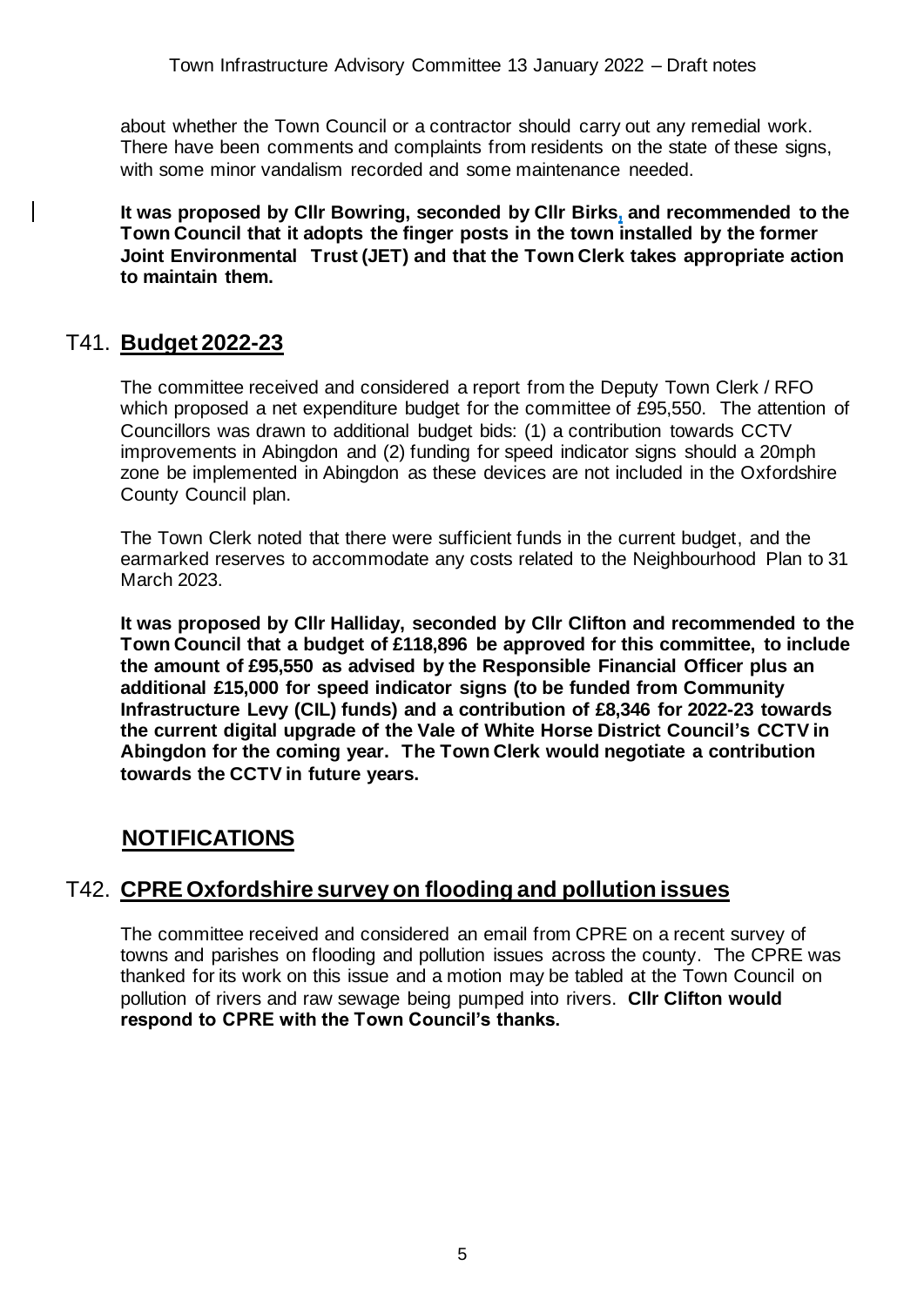about whether the Town Council or a contractor should carry out any remedial work. There have been comments and complaints from residents on the state of these signs, with some minor vandalism recorded and some maintenance needed.

**It was proposed by Cllr Bowring, seconded by Cllr Birks, and recommended to the Town Council that it adopts the finger posts in the town installed by the former Joint Environmental Trust (JET) and that the Town Clerk takes appropriate action to maintain them.**

## T41. Budget 2022-23

The committee received and considered a report from the Deputy Town Clerk / RFO which proposed a net expenditure budget for the committee of £95,550. The attention of Councillors was drawn to additional budget bids: (1) a contribution towards CCTV improvements in Abingdon and (2) funding for speed indicator signs should a 20mph zone be implemented in Abingdon as these devices are not included in the Oxfordshire County Council plan.

The Town Clerk noted that there were sufficient funds in the current budget, and the earmarked reserves to accommodate any costs related to the Neighbourhood Plan to 31 March 2023.

**It was proposed by Cllr Halliday, seconded by Cllr Clifton and recommended to the Town Council that a budget of £118,896 be approved for this committee, to include the amount of £95,550 as advised by the Responsible Financial Officer plus an additional £15,000 for speed indicator signs (to be funded from Community Infrastructure Levy (CIL) funds) and a contribution of £8,346 for 2022-23 towards the current digital upgrade of the Vale of White Horse District Council's CCTV in Abingdon for the coming year. The Town Clerk would negotiate a contribution towards the CCTV in future years.**

## NOTIFICATIONS

## T42. CPRE Oxfordshire survey on flooding and pollution issues

The committee received and considered an email from CPRE on a recent survey of towns and parishes on flooding and pollution issues across the county. The CPRE was thanked for its work on this issue and a motion may be tabled at the Town Council on pollution of rivers and raw sewage being pumped into rivers. **Cllr Clifton would respond to CPRE with the Town Council's thanks.**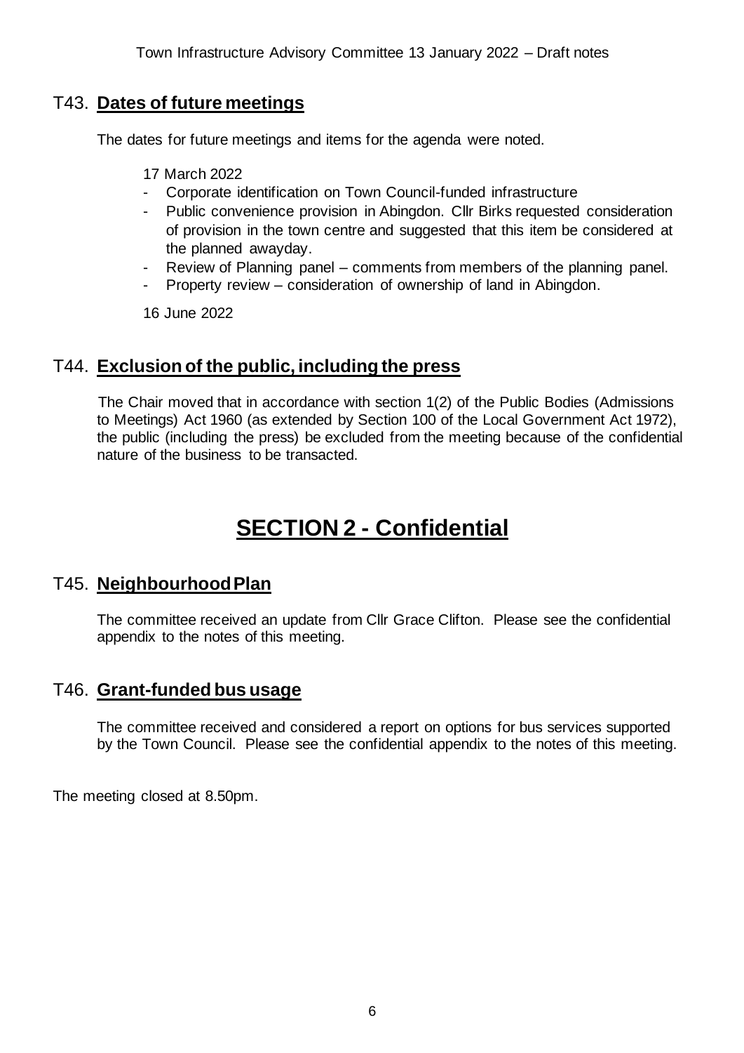## T43. **Dates of future meetings**

The dates for future meetings and items for the agenda were noted.

17 March 2022

- Corporate identification on Town Council-funded infrastructure
- Public convenience provision in Abingdon. Cllr Birks requested consideration of provision in the town centre and suggested that this item be considered at the planned awayday.
- Review of Planning panel – comments from members of the planning panel.
- Property review – consideration of ownership of land in Abingdon.

16 June 2022

## T44. **Exclusion of the public, including the press**

The Chair moved that in accordance with section 1(2) of the Public Bodies (Admissions to Meetings) Act 1960 (as extended by Section 100 of the Local Government Act 1972), the public (including the press) be excluded from the meeting because of the confidential nature of the business to be transacted.

# **SECTION 2 - Confidential**

## T45. **Neighbourhood Plan**

The committee received an update from Cllr Grace Clifton. Please see the confidential appendix to the notes of this meeting.

## T46. **Grant-funded bus usage**

The committee received and considered a report on options for bus services supported by the Town Council. Please see the confidential appendix to the notes of this meeting.

The meeting closed at 8.50pm.